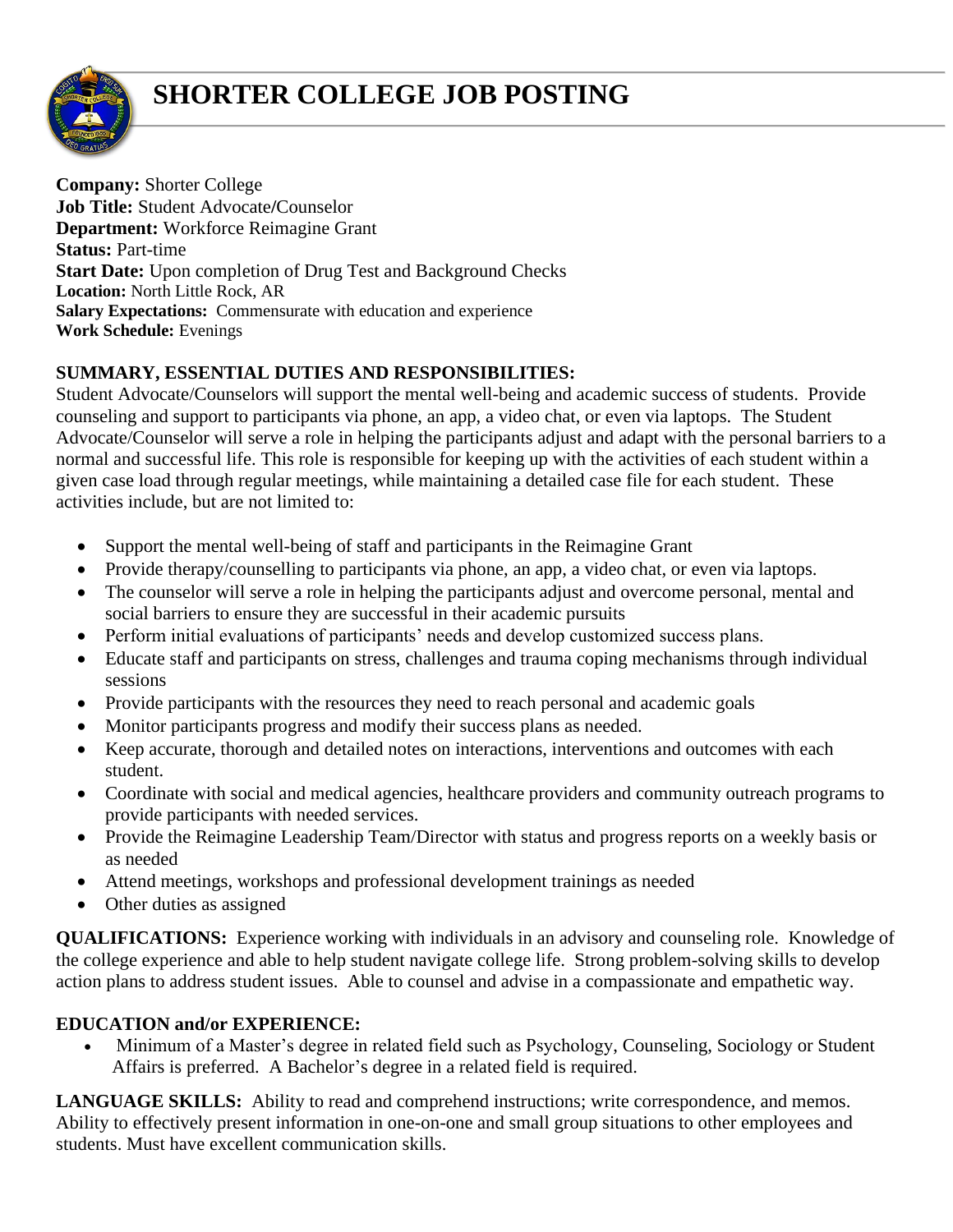# SHORTER COLLEGE JOB POSTING

**Company:** Shorter College
**Job Title:** Student Advocate/Counselor
**Department:** Workforce Reimagine Grant
**Status:** Part-time
**Start Date:** Upon completion of Drug Test and Background Checks
**Location:** North Little Rock, AR
**Salary Expectations:** Commensurate with education and experience
**Work Schedule:** Evenings

**SUMMARY, ESSENTIAL DUTIES AND RESPONSIBILITIES:**
Student Advocate/Counselors will support the mental well-being and academic success of students. Provide counseling and support to participants via phone, an app, a video chat, or even via laptops. The Student Advocate/Counselor will serve a role in helping the participants adjust and adapt with the personal barriers to a normal and successful life. This role is responsible for keeping up with the activities of each student within a given case load through regular meetings, while maintaining a detailed case file for each student. These activities include, but are not limited to:

- Support the mental well-being of staff and participants in the Reimagine Grant
- Provide therapy/counselling to participants via phone, an app, a video chat, or even via laptops.
- The counselor will serve a role in helping the participants adjust and overcome personal, mental and social barriers to ensure they are successful in their academic pursuits
- Perform initial evaluations of participants' needs and develop customized success plans.
- Educate staff and participants on stress, challenges and trauma coping mechanisms through individual sessions
- Provide participants with the resources they need to reach personal and academic goals
- Monitor participants progress and modify their success plans as needed.
- Keep accurate, thorough and detailed notes on interactions, interventions and outcomes with each student.
- Coordinate with social and medical agencies, healthcare providers and community outreach programs to provide participants with needed services.
- Provide the Reimagine Leadership Team/Director with status and progress reports on a weekly basis or as needed
- Attend meetings, workshops and professional development trainings as needed
- Other duties as assigned

**QUALIFICATIONS:** Experience working with individuals in an advisory and counseling role. Knowledge of the college experience and able to help student navigate college life. Strong problem-solving skills to develop action plans to address student issues. Able to counsel and advise in a compassionate and empathetic way.

**EDUCATION and/or EXPERIENCE:**

- Minimum of a Master's degree in related field such as Psychology, Counseling, Sociology or Student Affairs is preferred. A Bachelor's degree in a related field is required.

**LANGUAGE SKILLS:** Ability to read and comprehend instructions; write correspondence, and memos. Ability to effectively present information in one-on-one and small group situations to other employees and students. Must have excellent communication skills.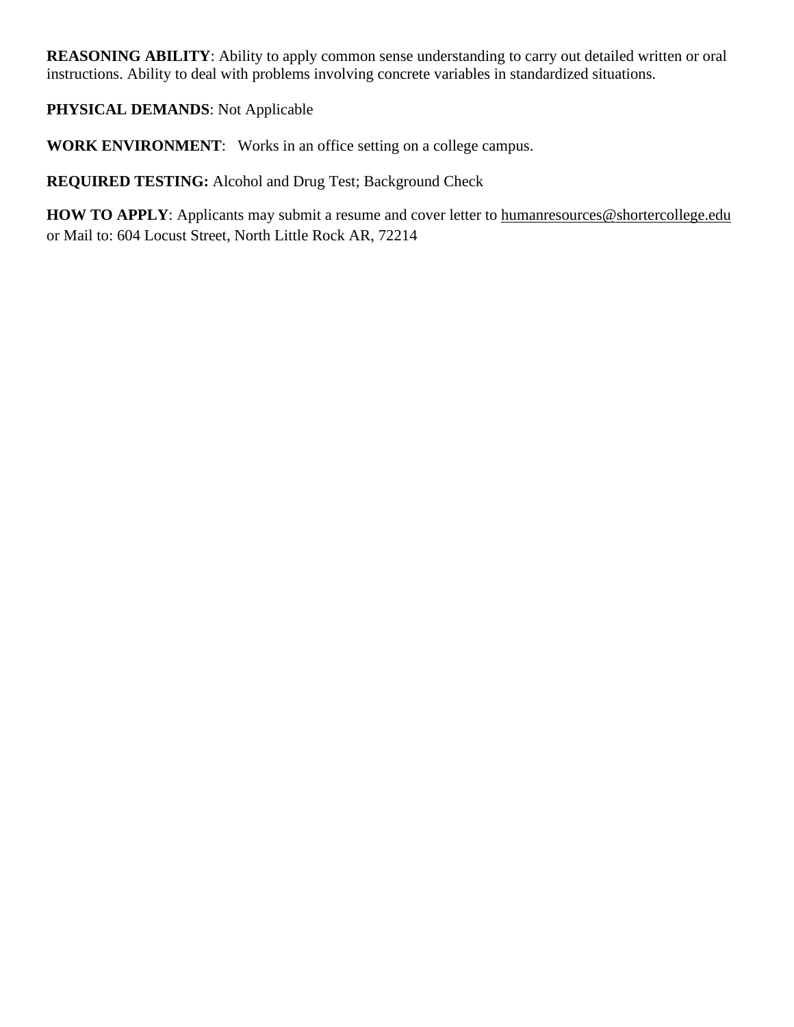**REASONING ABILITY**: Ability to apply common sense understanding to carry out detailed written or oral instructions. Ability to deal with problems involving concrete variables in standardized situations.

**PHYSICAL DEMANDS**: Not Applicable

**WORK ENVIRONMENT**: Works in an office setting on a college campus.

**REQUIRED TESTING:** Alcohol and Drug Test; Background Check

**HOW TO APPLY**: Applicants may submit a resume and cover letter to humanresources@shortercollege.edu or Mail to: 604 Locust Street, North Little Rock AR, 72214